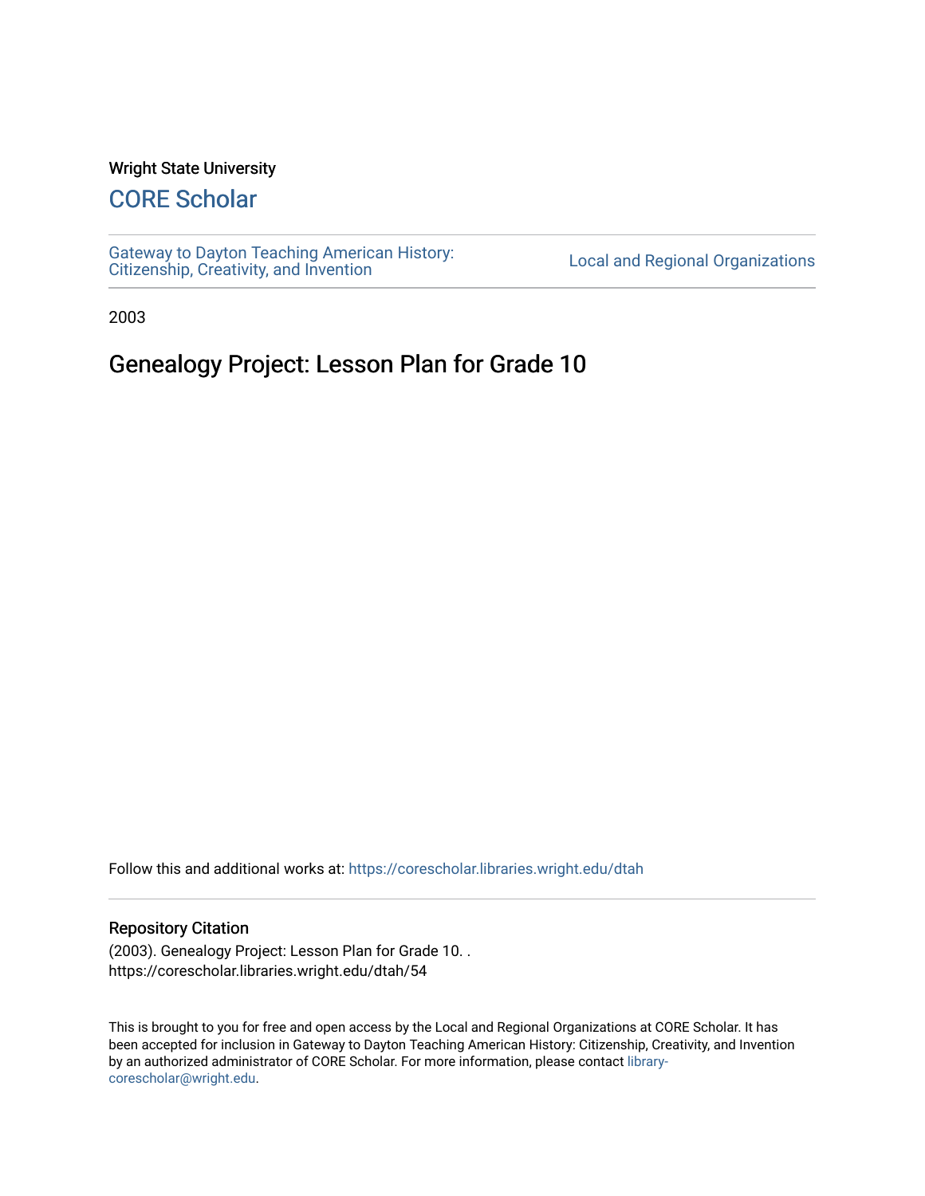Wright State University

## CORE Scholar

Gateway to Dayton Teaching American History: Citizenship, Creativity, and Invention

Local and Regional Organizations

2003

# Genealogy Project: Lesson Plan for Grade 10

Follow this and additional works at: https://corescholar.libraries.wright.edu/dtah

### Repository Citation

(2003). Genealogy Project: Lesson Plan for Grade 10. .
https://corescholar.libraries.wright.edu/dtah/54

This is brought to you for free and open access by the Local and Regional Organizations at CORE Scholar. It has been accepted for inclusion in Gateway to Dayton Teaching American History: Citizenship, Creativity, and Invention by an authorized administrator of CORE Scholar. For more information, please contact library-corescholar@wright.edu.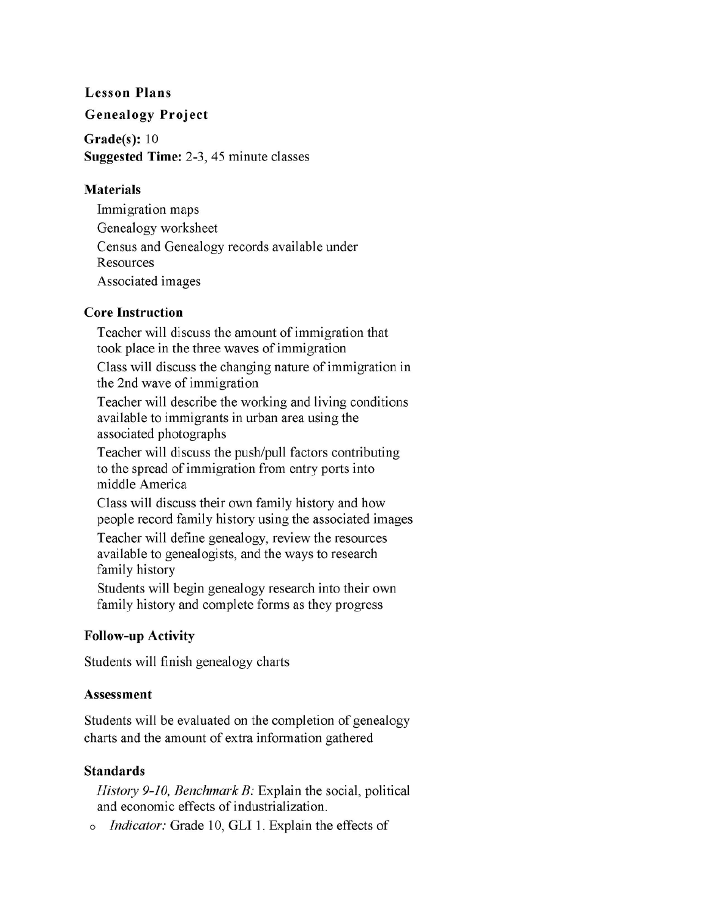## Lesson Plans

### Genealogy Project

**Grade(s):** 10
**Suggested Time:** 2-3, 45 minute classes

### Materials

- Immigration maps
- Genealogy worksheet
- Census and Genealogy records available under Resources
- Associated images

### Core Instruction

- Teacher will discuss the amount of immigration that took place in the three waves of immigration
- Class will discuss the changing nature of immigration in the 2nd wave of immigration
- Teacher will describe the working and living conditions available to immigrants in urban area using the associated photographs
- Teacher will discuss the push/pull factors contributing to the spread of immigration from entry ports into middle America
- Class will discuss their own family history and how people record family history using the associated images
- Teacher will define genealogy, review the resources available to genealogists, and the ways to research family history
- Students will begin genealogy research into their own family history and complete forms as they progress

### Follow-up Activity

Students will finish genealogy charts

### Assessment

Students will be evaluated on the completion of genealogy charts and the amount of extra information gathered

### Standards

*History 9-10, Benchmark B:* Explain the social, political and economic effects of industrialization.

- *Indicator:* Grade 10, GLI 1. Explain the effects of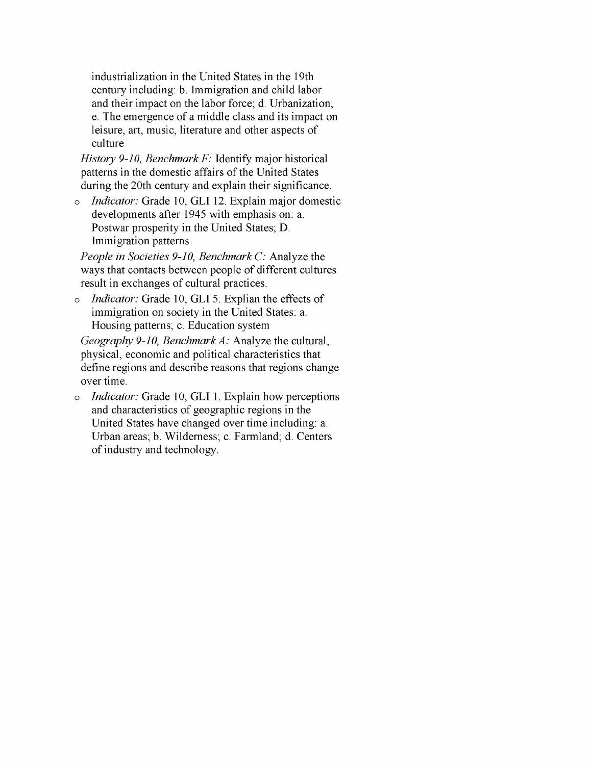industrialization in the United States in the 19th century including: b. Immigration and child labor and their impact on the labor force; d. Urbanization; e. The emergence of a middle class and its impact on leisure, art, music, literature and other aspects of culture

*History 9-10, Benchmark F:* Identify major historical patterns in the domestic affairs of the United States during the 20th century and explain their significance.

- *Indicator:* Grade 10, GLI 12. Explain major domestic developments after 1945 with emphasis on: a. Postwar prosperity in the United States; D. Immigration patterns

*People in Societies 9-10, Benchmark C:* Analyze the ways that contacts between people of different cultures result in exchanges of cultural practices.

- *Indicator:* Grade 10, GLI 5. Explian the effects of immigration on society in the United States: a. Housing patterns; c. Education system

*Geography 9-10, Benchmark A:* Analyze the cultural, physical, economic and political characteristics that define regions and describe reasons that regions change over time.

- *Indicator:* Grade 10, GLI 1. Explain how perceptions and characteristics of geographic regions in the United States have changed over time including: a. Urban areas; b. Wilderness; c. Farmland; d. Centers of industry and technology.